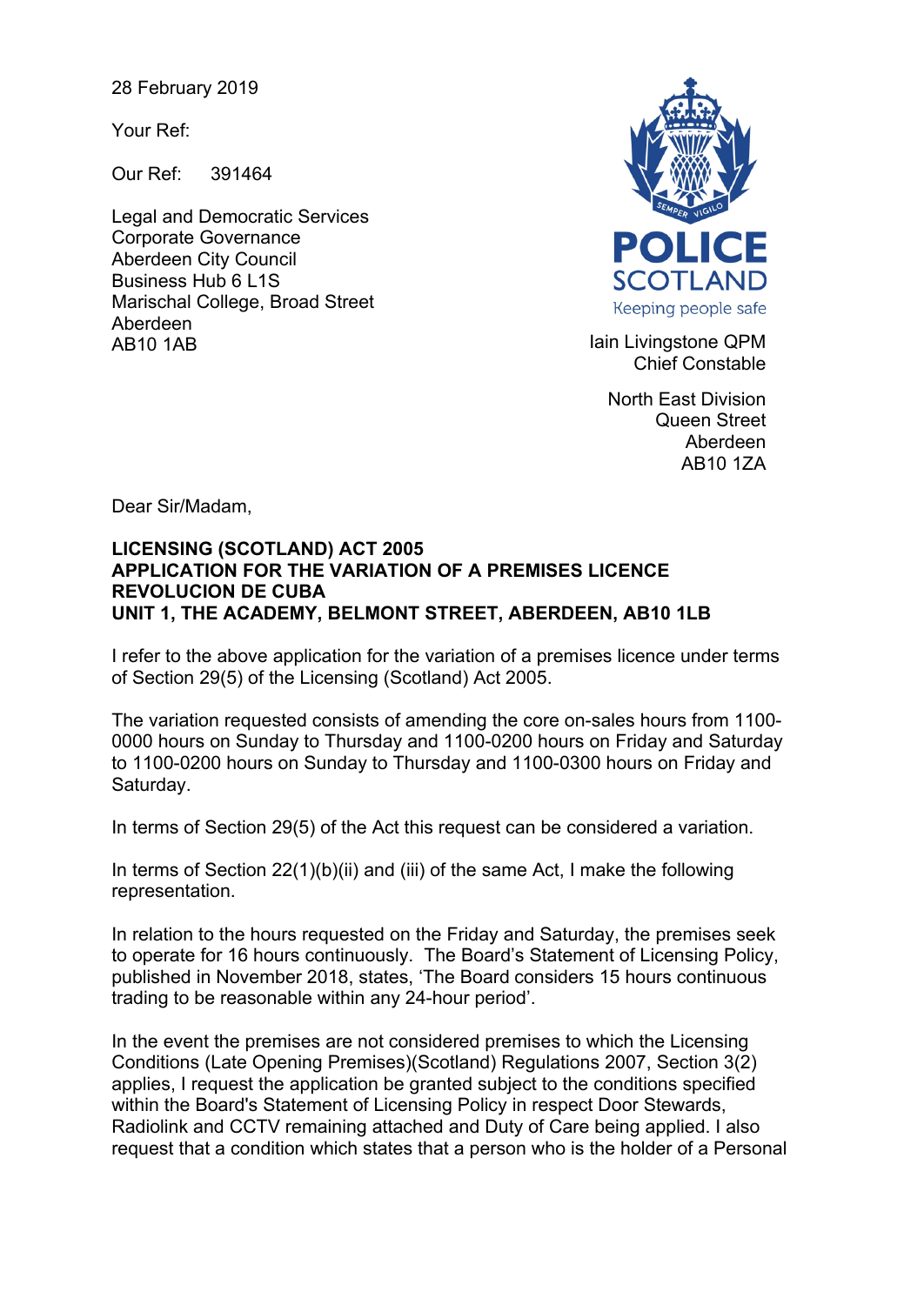28 February 2019

Your Ref:

Our Ref: 391464

Legal and Democratic Services
Corporate Governance
Aberdeen City Council
Business Hub 6 L1S
Marischal College, Broad Street
Aberdeen
AB10 1AB

POLICE SCOTLAND
Keeping people safe

Iain Livingstone QPM
Chief Constable

North East Division
Queen Street
Aberdeen
AB10 1ZA

Dear Sir/Madam,

**LICENSING (SCOTLAND) ACT 2005**
**APPLICATION FOR THE VARIATION OF A PREMISES LICENCE**
**REVOLUCION DE CUBA**
**UNIT 1, THE ACADEMY, BELMONT STREET, ABERDEEN, AB10 1LB**

I refer to the above application for the variation of a premises licence under terms of Section 29(5) of the Licensing (Scotland) Act 2005.

The variation requested consists of amending the core on-sales hours from 1100-0000 hours on Sunday to Thursday and 1100-0200 hours on Friday and Saturday to 1100-0200 hours on Sunday to Thursday and 1100-0300 hours on Friday and Saturday.

In terms of Section 29(5) of the Act this request can be considered a variation.

In terms of Section 22(1)(b)(ii) and (iii) of the same Act, I make the following representation.

In relation to the hours requested on the Friday and Saturday, the premises seek to operate for 16 hours continuously. The Board's Statement of Licensing Policy, published in November 2018, states, 'The Board considers 15 hours continuous trading to be reasonable within any 24-hour period'.

In the event the premises are not considered premises to which the Licensing Conditions (Late Opening Premises)(Scotland) Regulations 2007, Section 3(2) applies, I request the application be granted subject to the conditions specified within the Board's Statement of Licensing Policy in respect Door Stewards, Radiolink and CCTV remaining attached and Duty of Care being applied. I also request that a condition which states that a person who is the holder of a Personal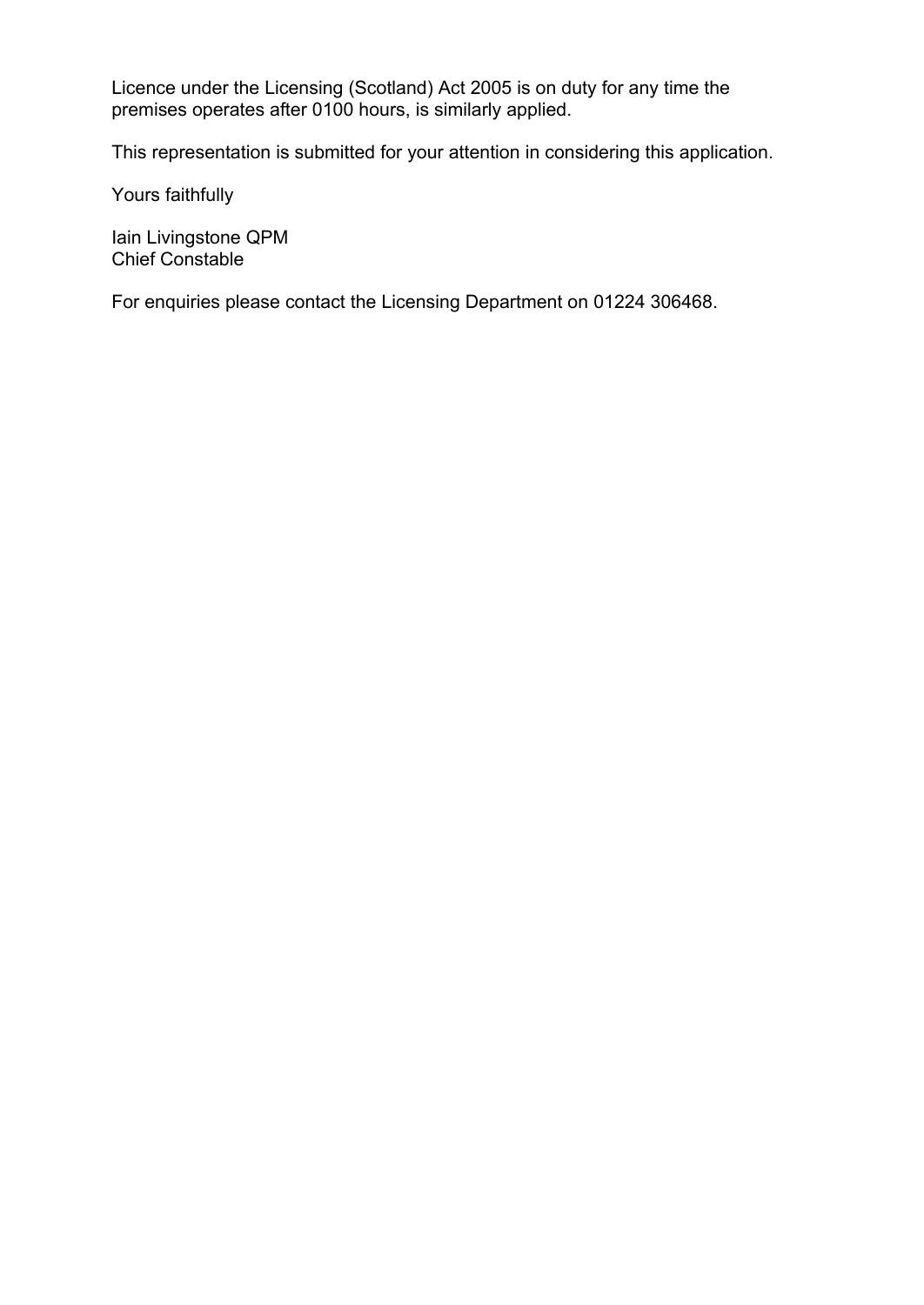Licence under the Licensing (Scotland) Act 2005 is on duty for any time the premises operates after 0100 hours, is similarly applied.

This representation is submitted for your attention in considering this application.

Yours faithfully

Iain Livingstone QPM
Chief Constable

For enquiries please contact the Licensing Department on 01224 306468.